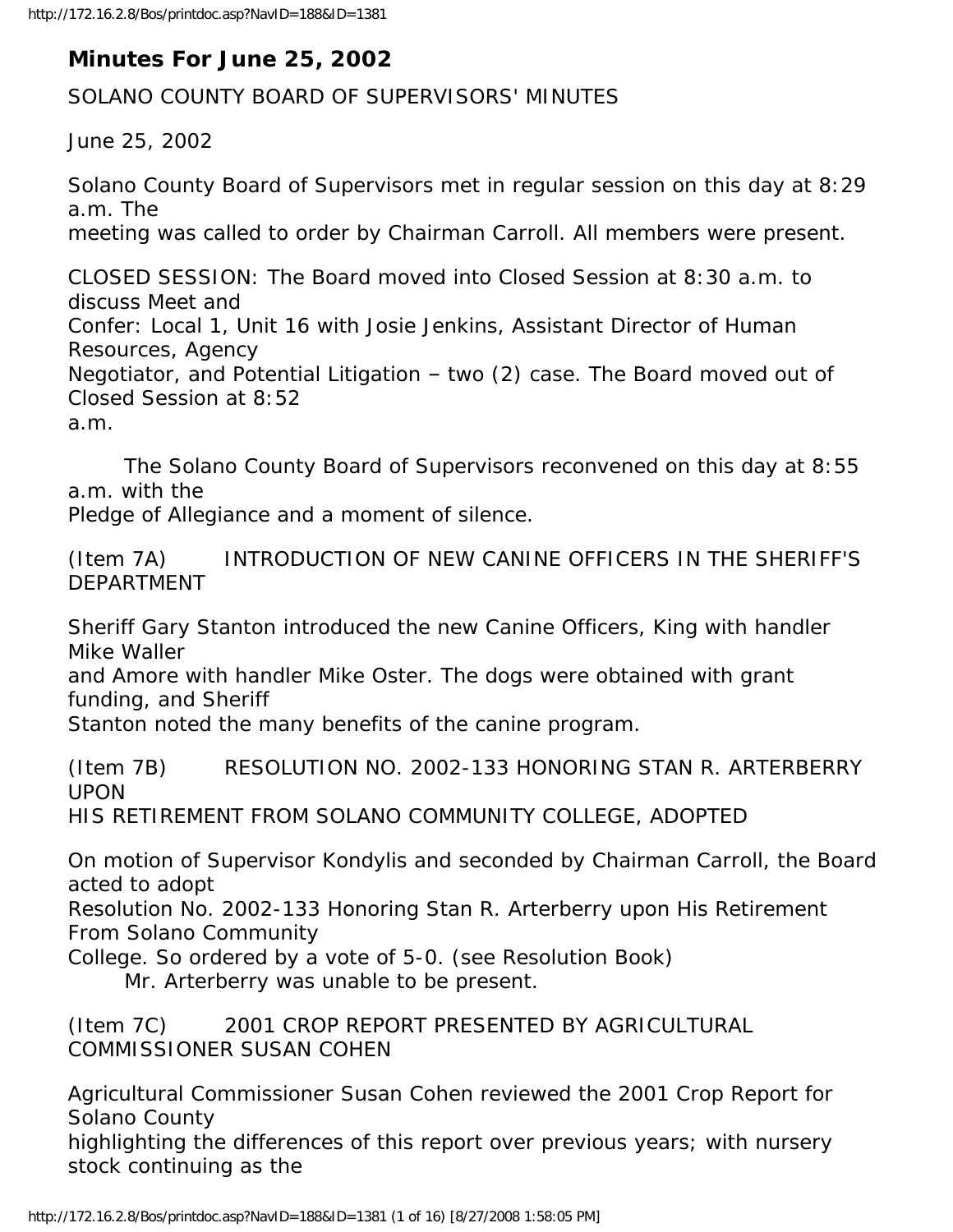# Minutes For June 25, 2002

SOLANO COUNTY BOARD OF SUPERVISORS' MINUTES

June 25, 2002

Solano County Board of Supervisors met in regular session on this day at 8:29 a.m. The meeting was called to order by Chairman Carroll. All members were present.

CLOSED SESSION: The Board moved into Closed Session at 8:30 a.m. to discuss Meet and Confer: Local 1, Unit 16 with Josie Jenkins, Assistant Director of Human Resources, Agency Negotiator, and Potential Litigation – two (2) case. The Board moved out of Closed Session at 8:52 a.m.

The Solano County Board of Supervisors reconvened on this day at 8:55 a.m. with the Pledge of Allegiance and a moment of silence.

(Item 7A) INTRODUCTION OF NEW CANINE OFFICERS IN THE SHERIFF'S DEPARTMENT

Sheriff Gary Stanton introduced the new Canine Officers, King with handler Mike Waller and Amore with handler Mike Oster. The dogs were obtained with grant funding, and Sheriff Stanton noted the many benefits of the canine program.

(Item 7B) RESOLUTION NO. 2002-133 HONORING STAN R. ARTERBERRY UPON HIS RETIREMENT FROM SOLANO COMMUNITY COLLEGE, ADOPTED

On motion of Supervisor Kondylis and seconded by Chairman Carroll, the Board acted to adopt Resolution No. 2002-133 Honoring Stan R. Arterberry upon His Retirement From Solano Community College. So ordered by a vote of 5-0. (see Resolution Book)

Mr. Arterberry was unable to be present.

(Item 7C) 2001 CROP REPORT PRESENTED BY AGRICULTURAL COMMISSIONER SUSAN COHEN

Agricultural Commissioner Susan Cohen reviewed the 2001 Crop Report for Solano County highlighting the differences of this report over previous years; with nursery stock continuing as the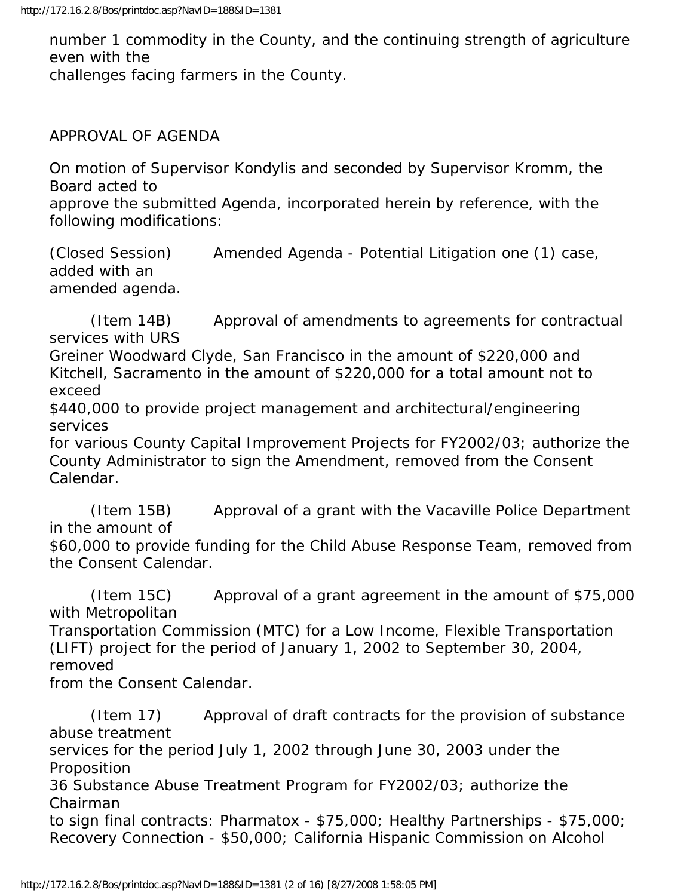number 1 commodity in the County, and the continuing strength of agriculture even with the challenges facing farmers in the County.

APPROVAL OF AGENDA

On motion of Supervisor Kondylis and seconded by Supervisor Kromm, the Board acted to approve the submitted Agenda, incorporated herein by reference, with the following modifications:

(Closed Session) Amended Agenda - Potential Litigation one (1) case, added with an amended agenda.

(Item 14B) Approval of amendments to agreements for contractual services with URS Greiner Woodward Clyde, San Francisco in the amount of $220,000 and Kitchell, Sacramento in the amount of $220,000 for a total amount not to exceed $440,000 to provide project management and architectural/engineering services for various County Capital Improvement Projects for FY2002/03; authorize the County Administrator to sign the Amendment, removed from the Consent Calendar.

(Item 15B) Approval of a grant with the Vacaville Police Department in the amount of $60,000 to provide funding for the Child Abuse Response Team, removed from the Consent Calendar.

(Item 15C) Approval of a grant agreement in the amount of $75,000 with Metropolitan Transportation Commission (MTC) for a Low Income, Flexible Transportation (LIFT) project for the period of January 1, 2002 to September 30, 2004, removed from the Consent Calendar.

(Item 17) Approval of draft contracts for the provision of substance abuse treatment services for the period July 1, 2002 through June 30, 2003 under the Proposition 36 Substance Abuse Treatment Program for FY2002/03; authorize the Chairman to sign final contracts: Pharmatox - $75,000; Healthy Partnerships - $75,000; Recovery Connection - $50,000; California Hispanic Commission on Alcohol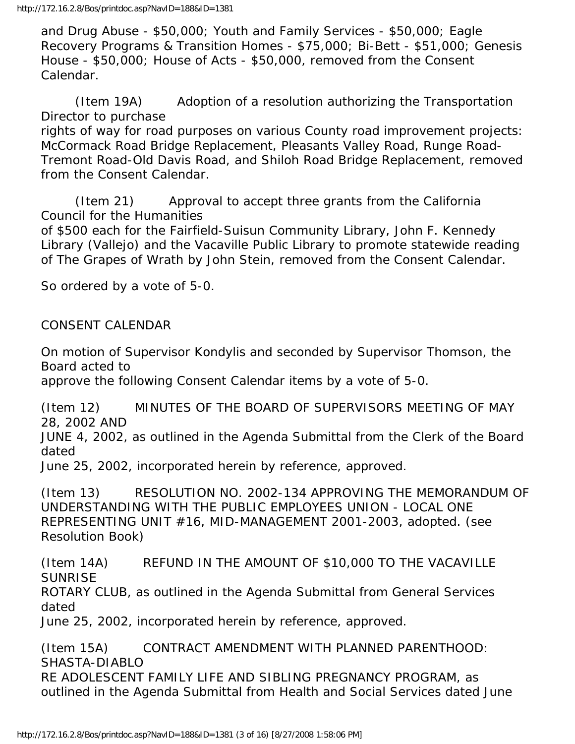and Drug Abuse - $50,000; Youth and Family Services - $50,000; Eagle Recovery Programs & Transition Homes - $75,000; Bi-Bett - $51,000; Genesis House - $50,000; House of Acts - $50,000, removed from the Consent Calendar.

(Item 19A) Adoption of a resolution authorizing the Transportation Director to purchase rights of way for road purposes on various County road improvement projects: McCormack Road Bridge Replacement, Pleasants Valley Road, Runge Road-Tremont Road-Old Davis Road, and Shiloh Road Bridge Replacement, removed from the Consent Calendar.

(Item 21) Approval to accept three grants from the California Council for the Humanities of $500 each for the Fairfield-Suisun Community Library, John F. Kennedy Library (Vallejo) and the Vacaville Public Library to promote statewide reading of The Grapes of Wrath by John Stein, removed from the Consent Calendar.

So ordered by a vote of 5-0.

CONSENT CALENDAR

On motion of Supervisor Kondylis and seconded by Supervisor Thomson, the Board acted to approve the following Consent Calendar items by a vote of 5-0.

(Item 12) MINUTES OF THE BOARD OF SUPERVISORS MEETING OF MAY 28, 2002 AND JUNE 4, 2002, as outlined in the Agenda Submittal from the Clerk of the Board dated June 25, 2002, incorporated herein by reference, approved.

(Item 13) RESOLUTION NO. 2002-134 APPROVING THE MEMORANDUM OF UNDERSTANDING WITH THE PUBLIC EMPLOYEES UNION - LOCAL ONE REPRESENTING UNIT #16, MID-MANAGEMENT 2001-2003, adopted. (see Resolution Book)

(Item 14A) REFUND IN THE AMOUNT OF $10,000 TO THE VACAVILLE SUNRISE ROTARY CLUB, as outlined in the Agenda Submittal from General Services dated June 25, 2002, incorporated herein by reference, approved.

(Item 15A) CONTRACT AMENDMENT WITH PLANNED PARENTHOOD: SHASTA-DIABLO RE ADOLESCENT FAMILY LIFE AND SIBLING PREGNANCY PROGRAM, as outlined in the Agenda Submittal from Health and Social Services dated June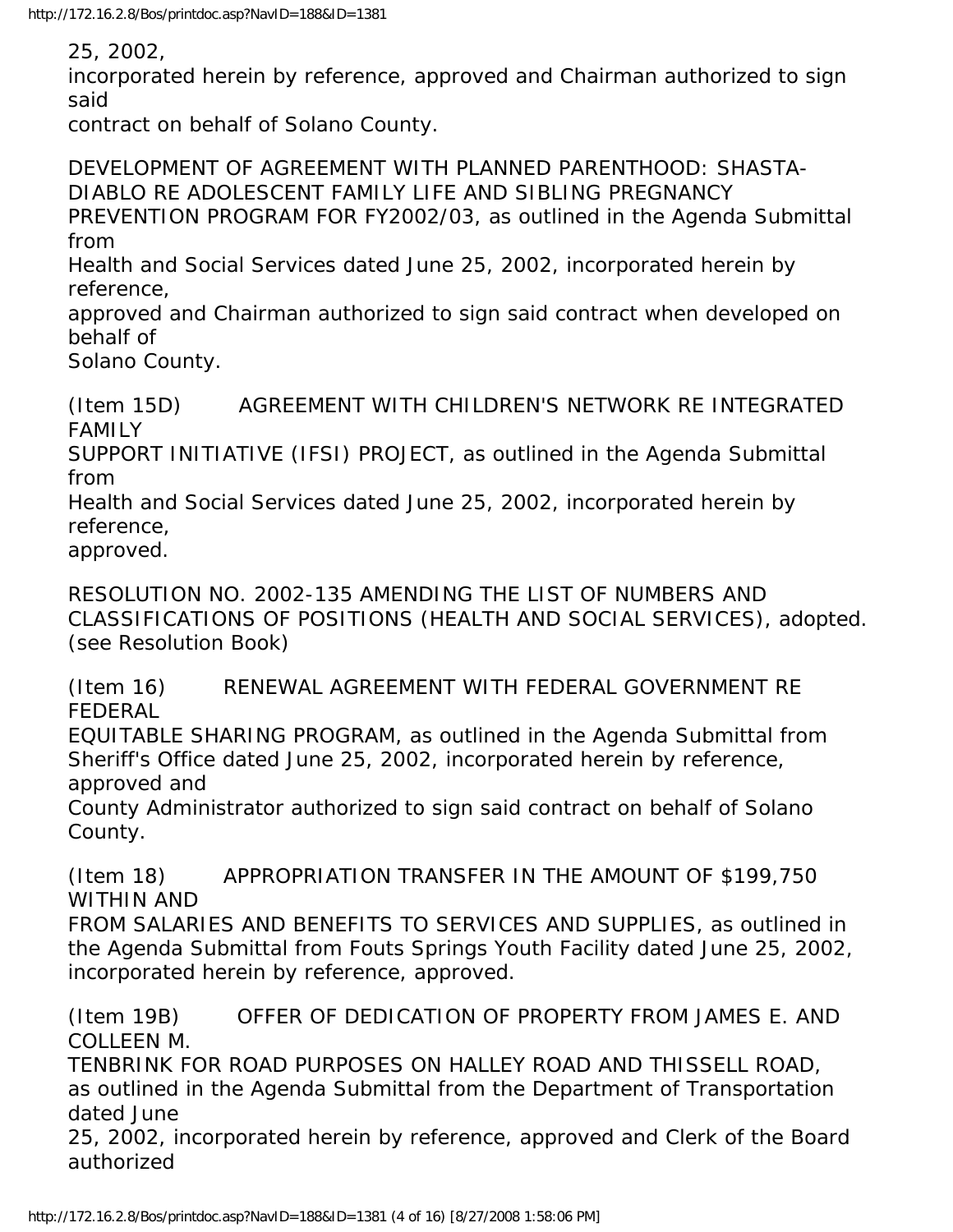25, 2002,
incorporated herein by reference, approved and Chairman authorized to sign said
contract on behalf of Solano County.

DEVELOPMENT OF AGREEMENT WITH PLANNED PARENTHOOD: SHASTA-DIABLO RE ADOLESCENT FAMILY LIFE AND SIBLING PREGNANCY PREVENTION PROGRAM FOR FY2002/03, as outlined in the Agenda Submittal from
Health and Social Services dated June 25, 2002, incorporated herein by reference,
approved and Chairman authorized to sign said contract when developed on behalf of
Solano County.

(Item 15D) AGREEMENT WITH CHILDREN'S NETWORK RE INTEGRATED FAMILY
SUPPORT INITIATIVE (IFSI) PROJECT, as outlined in the Agenda Submittal from
Health and Social Services dated June 25, 2002, incorporated herein by reference,
approved.

RESOLUTION NO. 2002-135 AMENDING THE LIST OF NUMBERS AND CLASSIFICATIONS OF POSITIONS (HEALTH AND SOCIAL SERVICES), adopted. (see Resolution Book)

(Item 16) RENEWAL AGREEMENT WITH FEDERAL GOVERNMENT RE FEDERAL
EQUITABLE SHARING PROGRAM, as outlined in the Agenda Submittal from Sheriff's Office dated June 25, 2002, incorporated herein by reference, approved and
County Administrator authorized to sign said contract on behalf of Solano County.

(Item 18) APPROPRIATION TRANSFER IN THE AMOUNT OF $199,750 WITHIN AND
FROM SALARIES AND BENEFITS TO SERVICES AND SUPPLIES, as outlined in the Agenda Submittal from Fouts Springs Youth Facility dated June 25, 2002, incorporated herein by reference, approved.

(Item 19B) OFFER OF DEDICATION OF PROPERTY FROM JAMES E. AND COLLEEN M.
TENBRINK FOR ROAD PURPOSES ON HALLEY ROAD AND THISSELL ROAD, as outlined in the Agenda Submittal from the Department of Transportation dated June
25, 2002, incorporated herein by reference, approved and Clerk of the Board authorized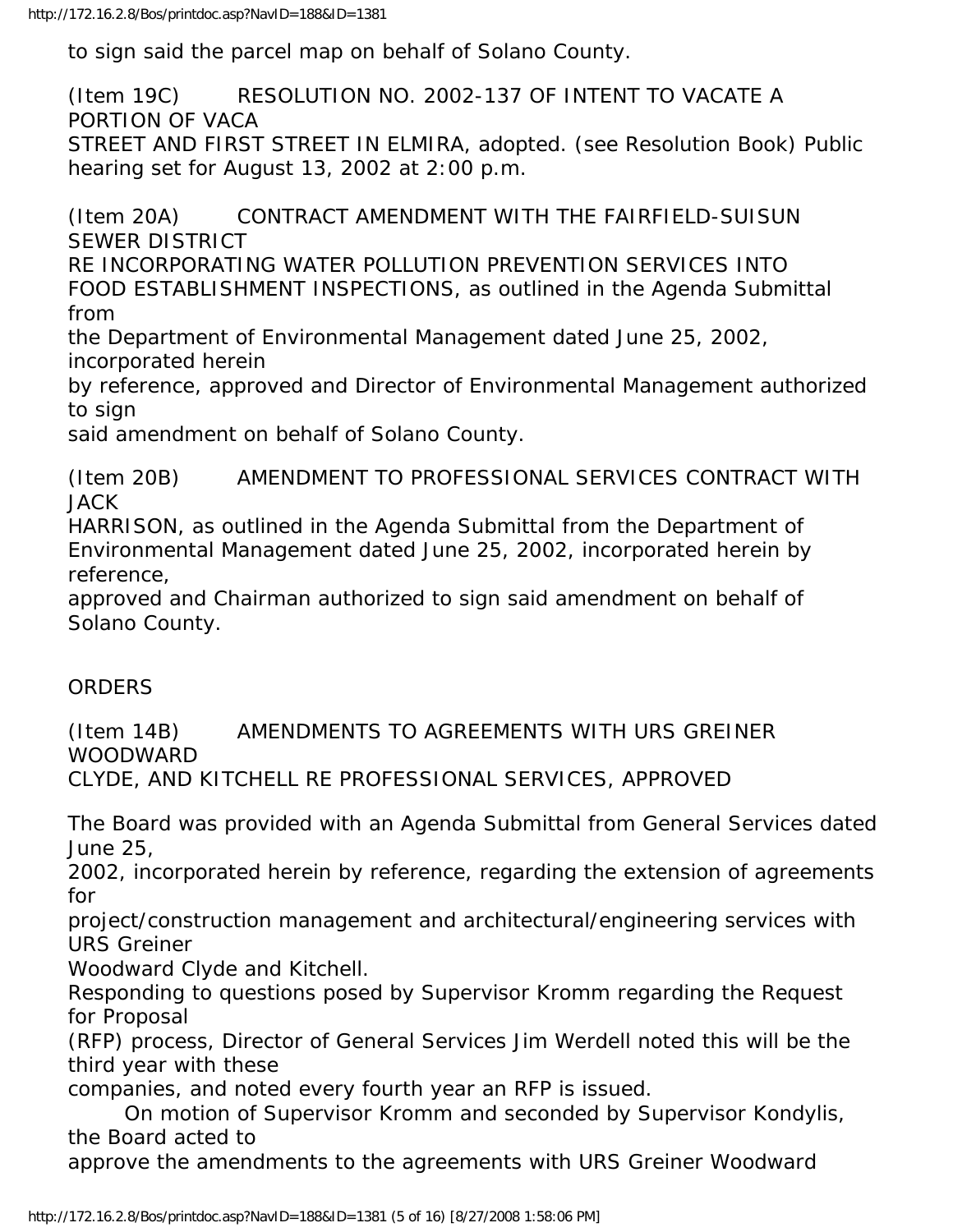to sign said the parcel map on behalf of Solano County.

(Item 19C) RESOLUTION NO. 2002-137 OF INTENT TO VACATE A PORTION OF VACA STREET AND FIRST STREET IN ELMIRA, adopted. (see Resolution Book) Public hearing set for August 13, 2002 at 2:00 p.m.

(Item 20A) CONTRACT AMENDMENT WITH THE FAIRFIELD-SUISUN SEWER DISTRICT RE INCORPORATING WATER POLLUTION PREVENTION SERVICES INTO FOOD ESTABLISHMENT INSPECTIONS, as outlined in the Agenda Submittal from the Department of Environmental Management dated June 25, 2002, incorporated herein by reference, approved and Director of Environmental Management authorized to sign said amendment on behalf of Solano County.

(Item 20B) AMENDMENT TO PROFESSIONAL SERVICES CONTRACT WITH JACK HARRISON, as outlined in the Agenda Submittal from the Department of Environmental Management dated June 25, 2002, incorporated herein by reference, approved and Chairman authorized to sign said amendment on behalf of Solano County.

ORDERS

(Item 14B) AMENDMENTS TO AGREEMENTS WITH URS GREINER WOODWARD CLYDE, AND KITCHELL RE PROFESSIONAL SERVICES, APPROVED

The Board was provided with an Agenda Submittal from General Services dated June 25, 2002, incorporated herein by reference, regarding the extension of agreements for project/construction management and architectural/engineering services with URS Greiner Woodward Clyde and Kitchell.

Responding to questions posed by Supervisor Kromm regarding the Request for Proposal (RFP) process, Director of General Services Jim Werdell noted this will be the third year with these companies, and noted every fourth year an RFP is issued.

On motion of Supervisor Kromm and seconded by Supervisor Kondylis, the Board acted to approve the amendments to the agreements with URS Greiner Woodward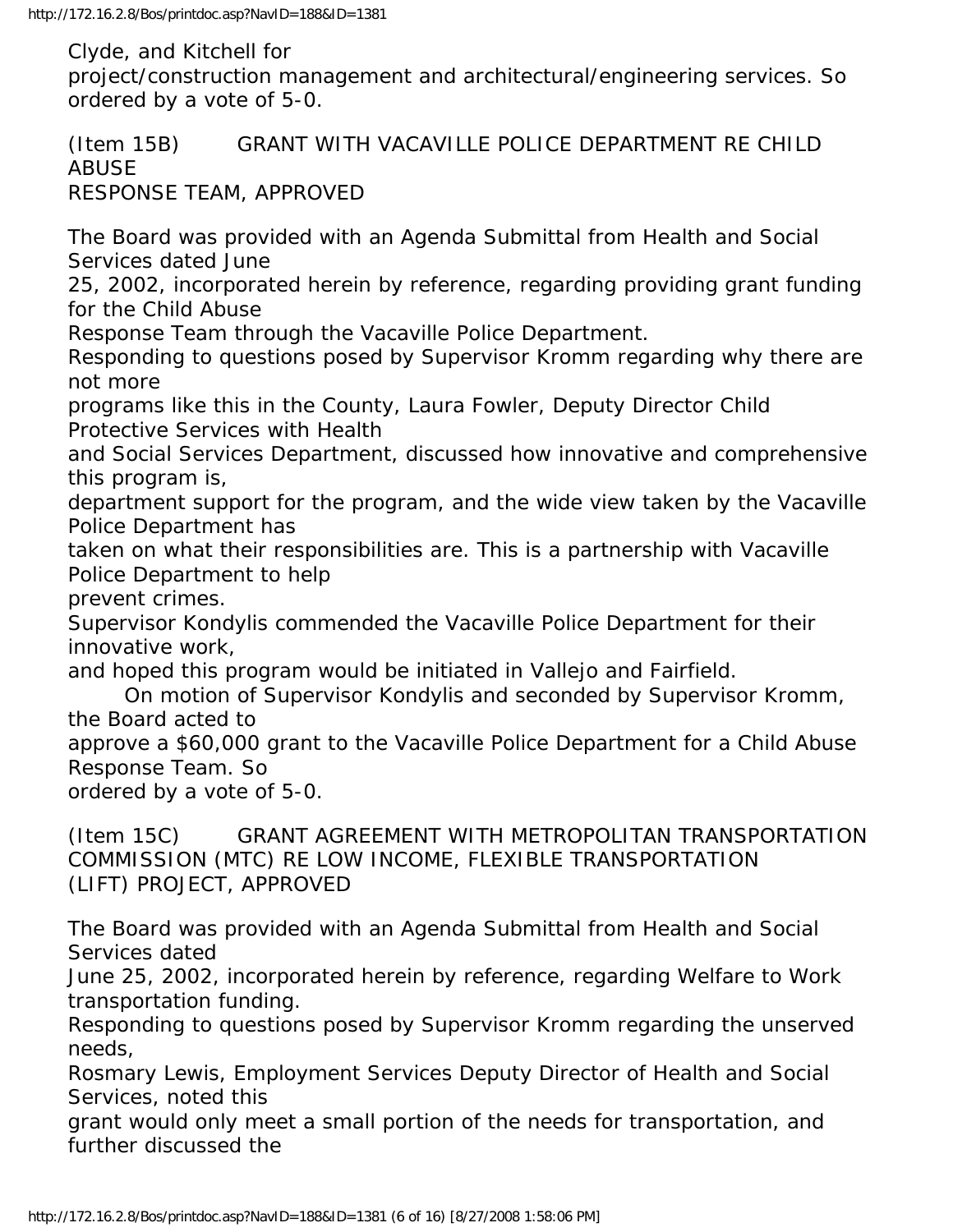Clyde, and Kitchell for project/construction management and architectural/engineering services. So ordered by a vote of 5-0.

(Item 15B) GRANT WITH VACAVILLE POLICE DEPARTMENT RE CHILD ABUSE RESPONSE TEAM, APPROVED

The Board was provided with an Agenda Submittal from Health and Social Services dated June 25, 2002, incorporated herein by reference, regarding providing grant funding for the Child Abuse Response Team through the Vacaville Police Department.

Responding to questions posed by Supervisor Kromm regarding why there are not more programs like this in the County, Laura Fowler, Deputy Director Child Protective Services with Health and Social Services Department, discussed how innovative and comprehensive this program is, department support for the program, and the wide view taken by the Vacaville Police Department has taken on what their responsibilities are. This is a partnership with Vacaville Police Department to help prevent crimes.

Supervisor Kondylis commended the Vacaville Police Department for their innovative work, and hoped this program would be initiated in Vallejo and Fairfield.

On motion of Supervisor Kondylis and seconded by Supervisor Kromm, the Board acted to approve a $60,000 grant to the Vacaville Police Department for a Child Abuse Response Team. So ordered by a vote of 5-0.

(Item 15C) GRANT AGREEMENT WITH METROPOLITAN TRANSPORTATION COMMISSION (MTC) RE LOW INCOME, FLEXIBLE TRANSPORTATION (LIFT) PROJECT, APPROVED

The Board was provided with an Agenda Submittal from Health and Social Services dated June 25, 2002, incorporated herein by reference, regarding Welfare to Work transportation funding.

Responding to questions posed by Supervisor Kromm regarding the unserved needs, Rosmary Lewis, Employment Services Deputy Director of Health and Social Services, noted this grant would only meet a small portion of the needs for transportation, and further discussed the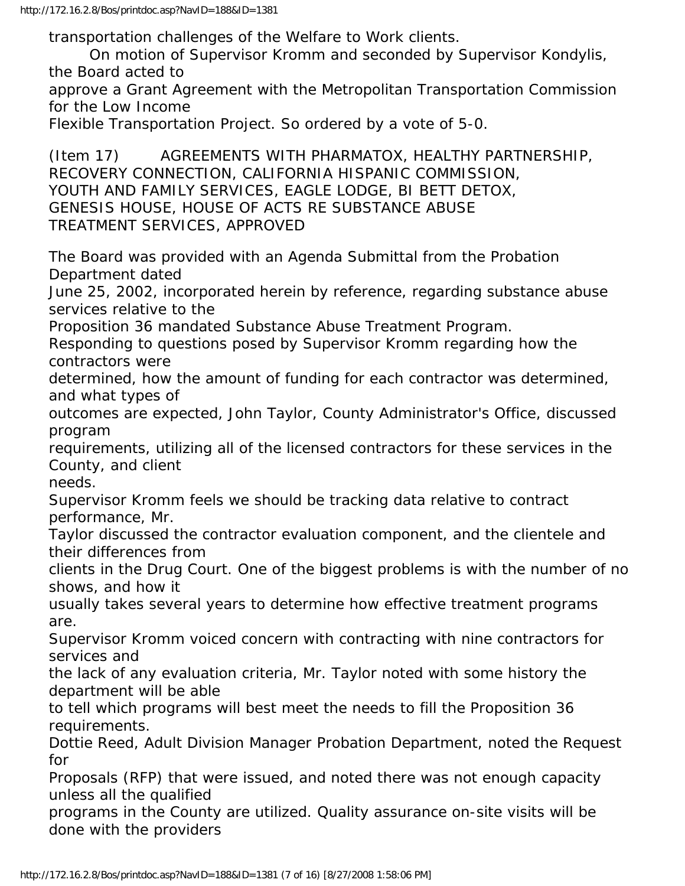transportation challenges of the Welfare to Work clients.

On motion of Supervisor Kromm and seconded by Supervisor Kondylis, the Board acted to approve a Grant Agreement with the Metropolitan Transportation Commission for the Low Income Flexible Transportation Project. So ordered by a vote of 5-0.

(Item 17) AGREEMENTS WITH PHARMATOX, HEALTHY PARTNERSHIP, RECOVERY CONNECTION, CALIFORNIA HISPANIC COMMISSION, YOUTH AND FAMILY SERVICES, EAGLE LODGE, BI BETT DETOX, GENESIS HOUSE, HOUSE OF ACTS RE SUBSTANCE ABUSE TREATMENT SERVICES, APPROVED

The Board was provided with an Agenda Submittal from the Probation Department dated June 25, 2002, incorporated herein by reference, regarding substance abuse services relative to the Proposition 36 mandated Substance Abuse Treatment Program.

Responding to questions posed by Supervisor Kromm regarding how the contractors were determined, how the amount of funding for each contractor was determined, and what types of outcomes are expected, John Taylor, County Administrator's Office, discussed program requirements, utilizing all of the licensed contractors for these services in the County, and client needs.

Supervisor Kromm feels we should be tracking data relative to contract performance, Mr. Taylor discussed the contractor evaluation component, and the clientele and their differences from clients in the Drug Court. One of the biggest problems is with the number of no shows, and how it usually takes several years to determine how effective treatment programs are.

Supervisor Kromm voiced concern with contracting with nine contractors for services and the lack of any evaluation criteria, Mr. Taylor noted with some history the department will be able to tell which programs will best meet the needs to fill the Proposition 36 requirements.

Dottie Reed, Adult Division Manager Probation Department, noted the Request for Proposals (RFP) that were issued, and noted there was not enough capacity unless all the qualified programs in the County are utilized. Quality assurance on-site visits will be done with the providers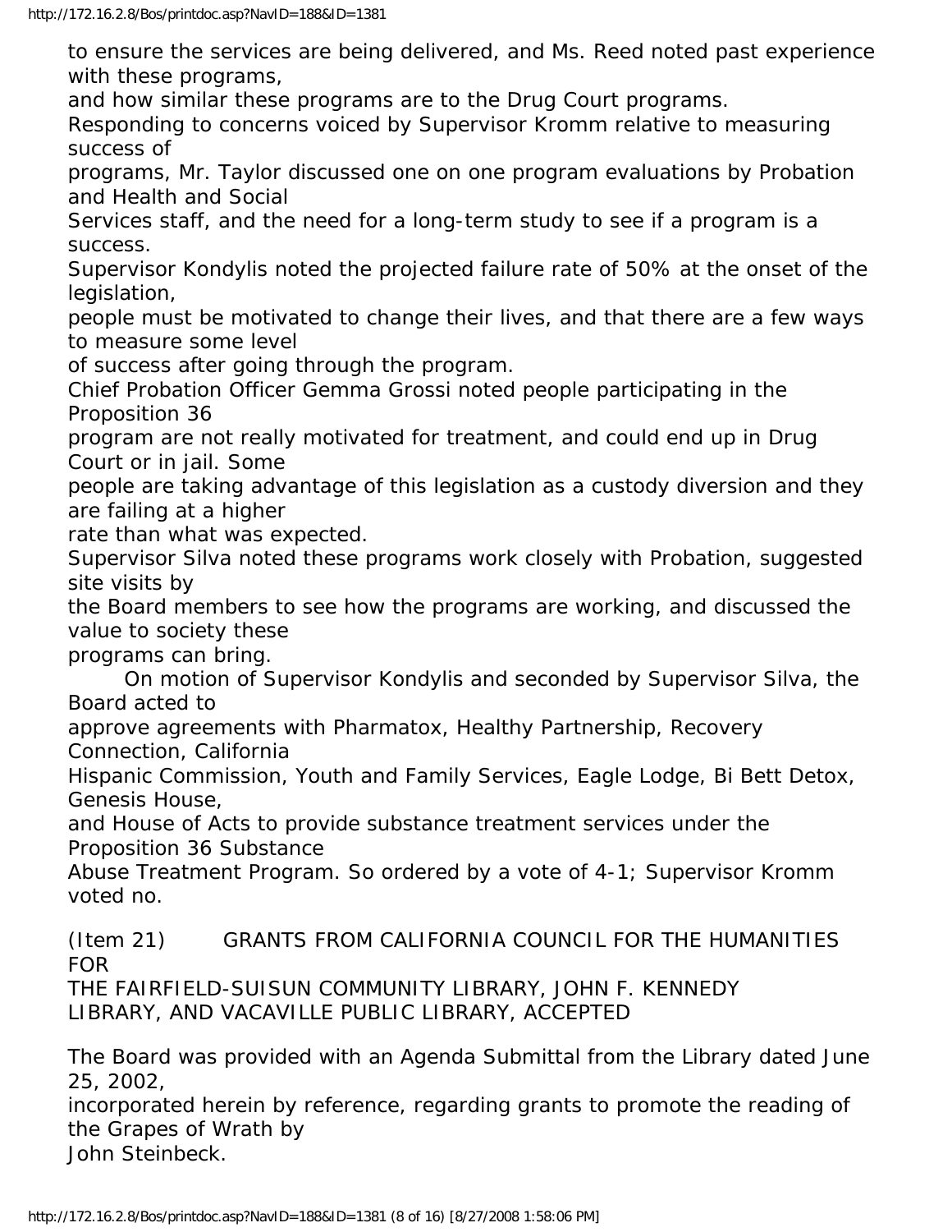to ensure the services are being delivered, and Ms. Reed noted past experience with these programs, and how similar these programs are to the Drug Court programs.

Responding to concerns voiced by Supervisor Kromm relative to measuring success of programs, Mr. Taylor discussed one on one program evaluations by Probation and Health and Social Services staff, and the need for a long-term study to see if a program is a success.

Supervisor Kondylis noted the projected failure rate of 50% at the onset of the legislation, people must be motivated to change their lives, and that there are a few ways to measure some level of success after going through the program.

Chief Probation Officer Gemma Grossi noted people participating in the Proposition 36 program are not really motivated for treatment, and could end up in Drug Court or in jail. Some people are taking advantage of this legislation as a custody diversion and they are failing at a higher rate than what was expected.

Supervisor Silva noted these programs work closely with Probation, suggested site visits by the Board members to see how the programs are working, and discussed the value to society these programs can bring.

On motion of Supervisor Kondylis and seconded by Supervisor Silva, the Board acted to approve agreements with Pharmatox, Healthy Partnership, Recovery Connection, California Hispanic Commission, Youth and Family Services, Eagle Lodge, Bi Bett Detox, Genesis House, and House of Acts to provide substance treatment services under the Proposition 36 Substance Abuse Treatment Program. So ordered by a vote of 4-1; Supervisor Kromm voted no.

(Item 21) GRANTS FROM CALIFORNIA COUNCIL FOR THE HUMANITIES FOR THE FAIRFIELD-SUISUN COMMUNITY LIBRARY, JOHN F. KENNEDY LIBRARY, AND VACAVILLE PUBLIC LIBRARY, ACCEPTED

The Board was provided with an Agenda Submittal from the Library dated June 25, 2002, incorporated herein by reference, regarding grants to promote the reading of the Grapes of Wrath by John Steinbeck.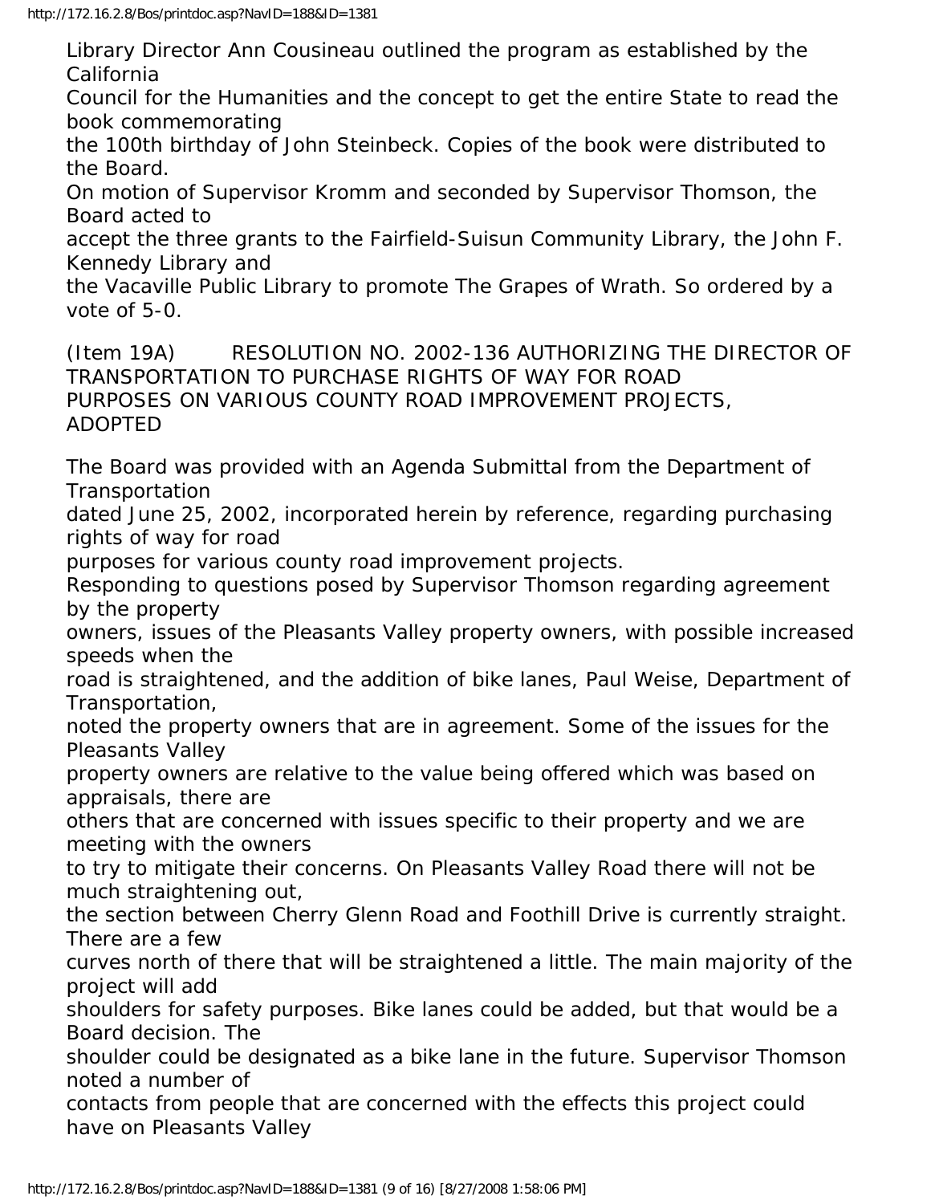Library Director Ann Cousineau outlined the program as established by the California Council for the Humanities and the concept to get the entire State to read the book commemorating the 100th birthday of John Steinbeck. Copies of the book were distributed to the Board.

On motion of Supervisor Kromm and seconded by Supervisor Thomson, the Board acted to accept the three grants to the Fairfield-Suisun Community Library, the John F. Kennedy Library and the Vacaville Public Library to promote The Grapes of Wrath. So ordered by a vote of 5-0.

(Item 19A) RESOLUTION NO. 2002-136 AUTHORIZING THE DIRECTOR OF TRANSPORTATION TO PURCHASE RIGHTS OF WAY FOR ROAD PURPOSES ON VARIOUS COUNTY ROAD IMPROVEMENT PROJECTS, ADOPTED

The Board was provided with an Agenda Submittal from the Department of Transportation dated June 25, 2002, incorporated herein by reference, regarding purchasing rights of way for road purposes for various county road improvement projects.

Responding to questions posed by Supervisor Thomson regarding agreement by the property owners, issues of the Pleasants Valley property owners, with possible increased speeds when the road is straightened, and the addition of bike lanes, Paul Weise, Department of Transportation, noted the property owners that are in agreement. Some of the issues for the Pleasants Valley property owners are relative to the value being offered which was based on appraisals, there are others that are concerned with issues specific to their property and we are meeting with the owners to try to mitigate their concerns. On Pleasants Valley Road there will not be much straightening out, the section between Cherry Glenn Road and Foothill Drive is currently straight. There are a few curves north of there that will be straightened a little. The main majority of the project will add shoulders for safety purposes. Bike lanes could be added, but that would be a Board decision. The shoulder could be designated as a bike lane in the future. Supervisor Thomson noted a number of contacts from people that are concerned with the effects this project could have on Pleasants Valley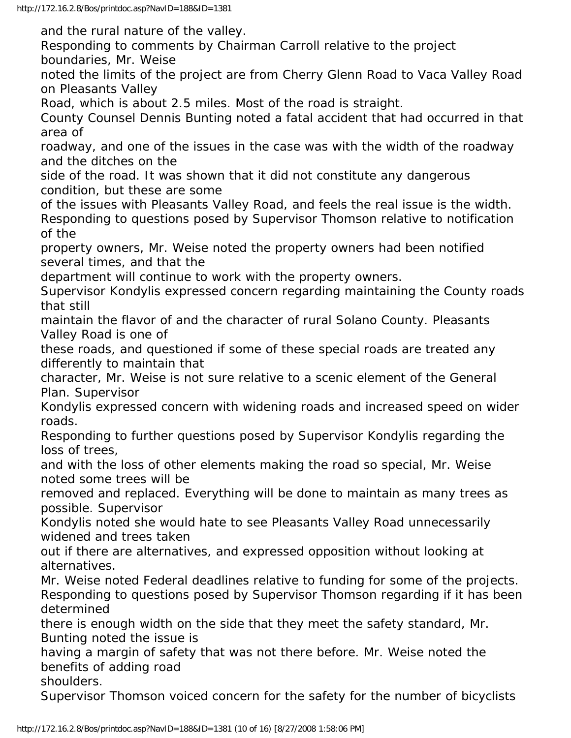and the rural nature of the valley.

Responding to comments by Chairman Carroll relative to the project boundaries, Mr. Weise noted the limits of the project are from Cherry Glenn Road to Vaca Valley Road on Pleasants Valley Road, which is about 2.5 miles. Most of the road is straight.

County Counsel Dennis Bunting noted a fatal accident that had occurred in that area of roadway, and one of the issues in the case was with the width of the roadway and the ditches on the side of the road. It was shown that it did not constitute any dangerous condition, but these are some of the issues with Pleasants Valley Road, and feels the real issue is the width.

Responding to questions posed by Supervisor Thomson relative to notification of the property owners, Mr. Weise noted the property owners had been notified several times, and that the department will continue to work with the property owners.

Supervisor Kondylis expressed concern regarding maintaining the County roads that still maintain the flavor of and the character of rural Solano County. Pleasants Valley Road is one of these roads, and questioned if some of these special roads are treated any differently to maintain that character, Mr. Weise is not sure relative to a scenic element of the General Plan. Supervisor Kondylis expressed concern with widening roads and increased speed on wider roads.

Responding to further questions posed by Supervisor Kondylis regarding the loss of trees, and with the loss of other elements making the road so special, Mr. Weise noted some trees will be removed and replaced. Everything will be done to maintain as many trees as possible. Supervisor Kondylis noted she would hate to see Pleasants Valley Road unnecessarily widened and trees taken out if there are alternatives, and expressed opposition without looking at alternatives.

Mr. Weise noted Federal deadlines relative to funding for some of the projects.

Responding to questions posed by Supervisor Thomson regarding if it has been determined there is enough width on the side that they meet the safety standard, Mr. Bunting noted the issue is having a margin of safety that was not there before. Mr. Weise noted the benefits of adding road shoulders.

Supervisor Thomson voiced concern for the safety for the number of bicyclists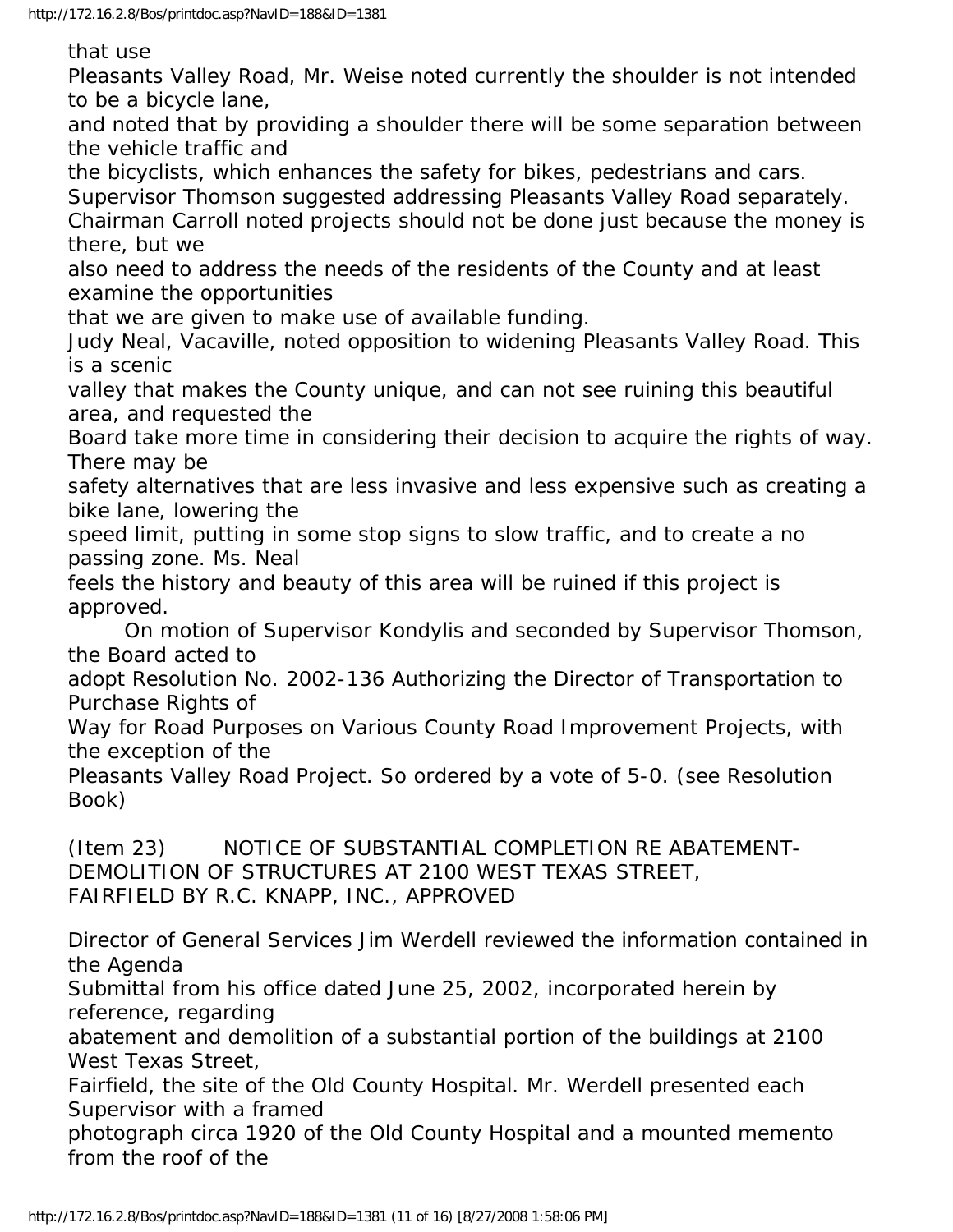that use Pleasants Valley Road, Mr. Weise noted currently the shoulder is not intended to be a bicycle lane, and noted that by providing a shoulder there will be some separation between the vehicle traffic and the bicyclists, which enhances the safety for bikes, pedestrians and cars.

Supervisor Thomson suggested addressing Pleasants Valley Road separately.

Chairman Carroll noted projects should not be done just because the money is there, but we also need to address the needs of the residents of the County and at least examine the opportunities that we are given to make use of available funding.

Judy Neal, Vacaville, noted opposition to widening Pleasants Valley Road. This is a scenic valley that makes the County unique, and can not see ruining this beautiful area, and requested the Board take more time in considering their decision to acquire the rights of way. There may be safety alternatives that are less invasive and less expensive such as creating a bike lane, lowering the speed limit, putting in some stop signs to slow traffic, and to create a no passing zone. Ms. Neal feels the history and beauty of this area will be ruined if this project is approved.

On motion of Supervisor Kondylis and seconded by Supervisor Thomson, the Board acted to adopt Resolution No. 2002-136 Authorizing the Director of Transportation to Purchase Rights of Way for Road Purposes on Various County Road Improvement Projects, with the exception of the Pleasants Valley Road Project. So ordered by a vote of 5-0. (see Resolution Book)

(Item 23) NOTICE OF SUBSTANTIAL COMPLETION RE ABATEMENT-DEMOLITION OF STRUCTURES AT 2100 WEST TEXAS STREET, FAIRFIELD BY R.C. KNAPP, INC., APPROVED

Director of General Services Jim Werdell reviewed the information contained in the Agenda Submittal from his office dated June 25, 2002, incorporated herein by reference, regarding abatement and demolition of a substantial portion of the buildings at 2100 West Texas Street, Fairfield, the site of the Old County Hospital. Mr. Werdell presented each Supervisor with a framed photograph circa 1920 of the Old County Hospital and a mounted memento from the roof of the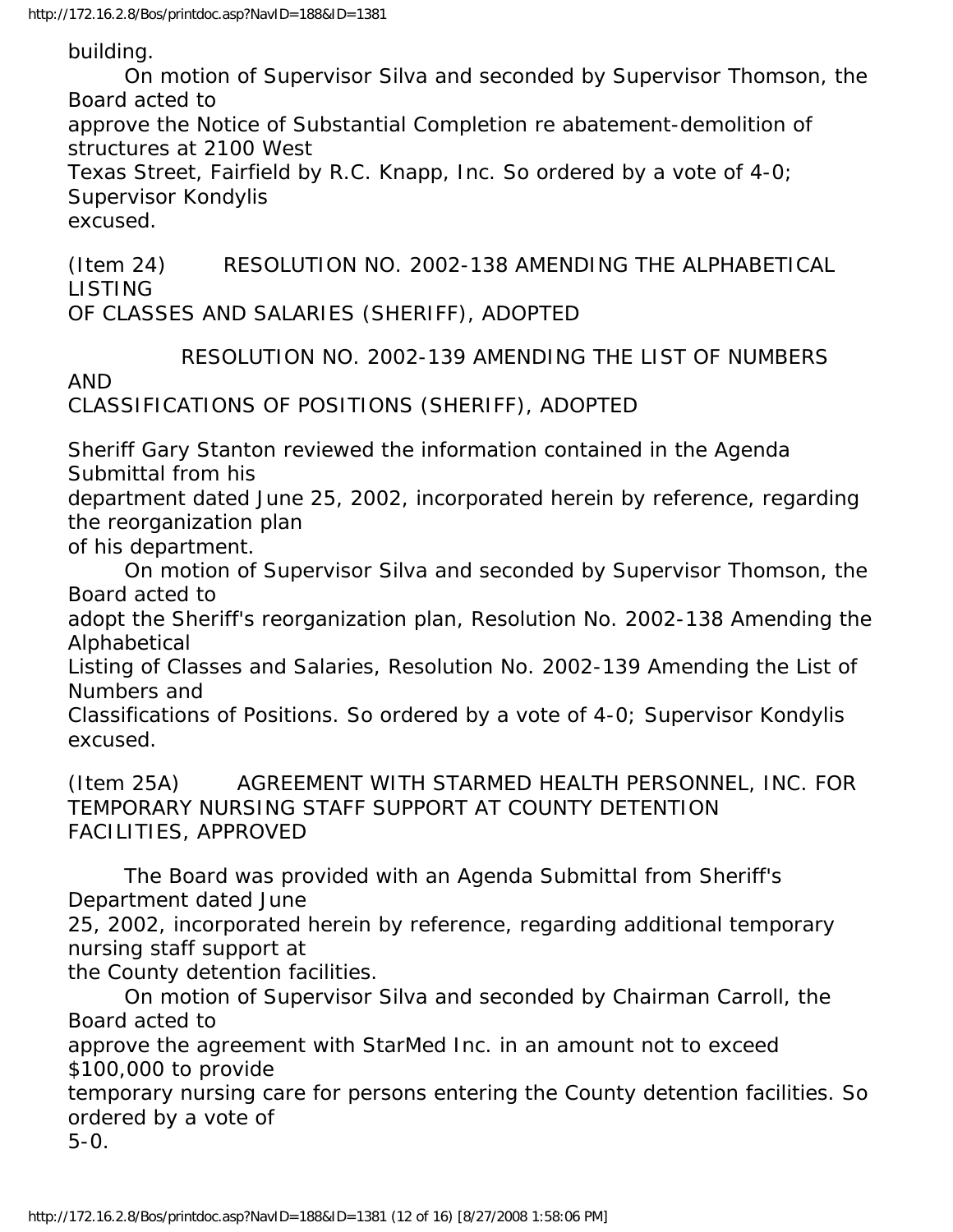building.

On motion of Supervisor Silva and seconded by Supervisor Thomson, the Board acted to approve the Notice of Substantial Completion re abatement-demolition of structures at 2100 West Texas Street, Fairfield by R.C. Knapp, Inc. So ordered by a vote of 4-0; Supervisor Kondylis excused.

(Item 24) RESOLUTION NO. 2002-138 AMENDING THE ALPHABETICAL LISTING OF CLASSES AND SALARIES (SHERIFF), ADOPTED

RESOLUTION NO. 2002-139 AMENDING THE LIST OF NUMBERS AND CLASSIFICATIONS OF POSITIONS (SHERIFF), ADOPTED

Sheriff Gary Stanton reviewed the information contained in the Agenda Submittal from his department dated June 25, 2002, incorporated herein by reference, regarding the reorganization plan of his department.

On motion of Supervisor Silva and seconded by Supervisor Thomson, the Board acted to adopt the Sheriff's reorganization plan, Resolution No. 2002-138 Amending the Alphabetical Listing of Classes and Salaries, Resolution No. 2002-139 Amending the List of Numbers and Classifications of Positions. So ordered by a vote of 4-0; Supervisor Kondylis excused.

(Item 25A) AGREEMENT WITH STARMED HEALTH PERSONNEL, INC. FOR TEMPORARY NURSING STAFF SUPPORT AT COUNTY DETENTION FACILITIES, APPROVED

The Board was provided with an Agenda Submittal from Sheriff's Department dated June 25, 2002, incorporated herein by reference, regarding additional temporary nursing staff support at the County detention facilities.

On motion of Supervisor Silva and seconded by Chairman Carroll, the Board acted to approve the agreement with StarMed Inc. in an amount not to exceed $100,000 to provide temporary nursing care for persons entering the County detention facilities. So ordered by a vote of 5-0.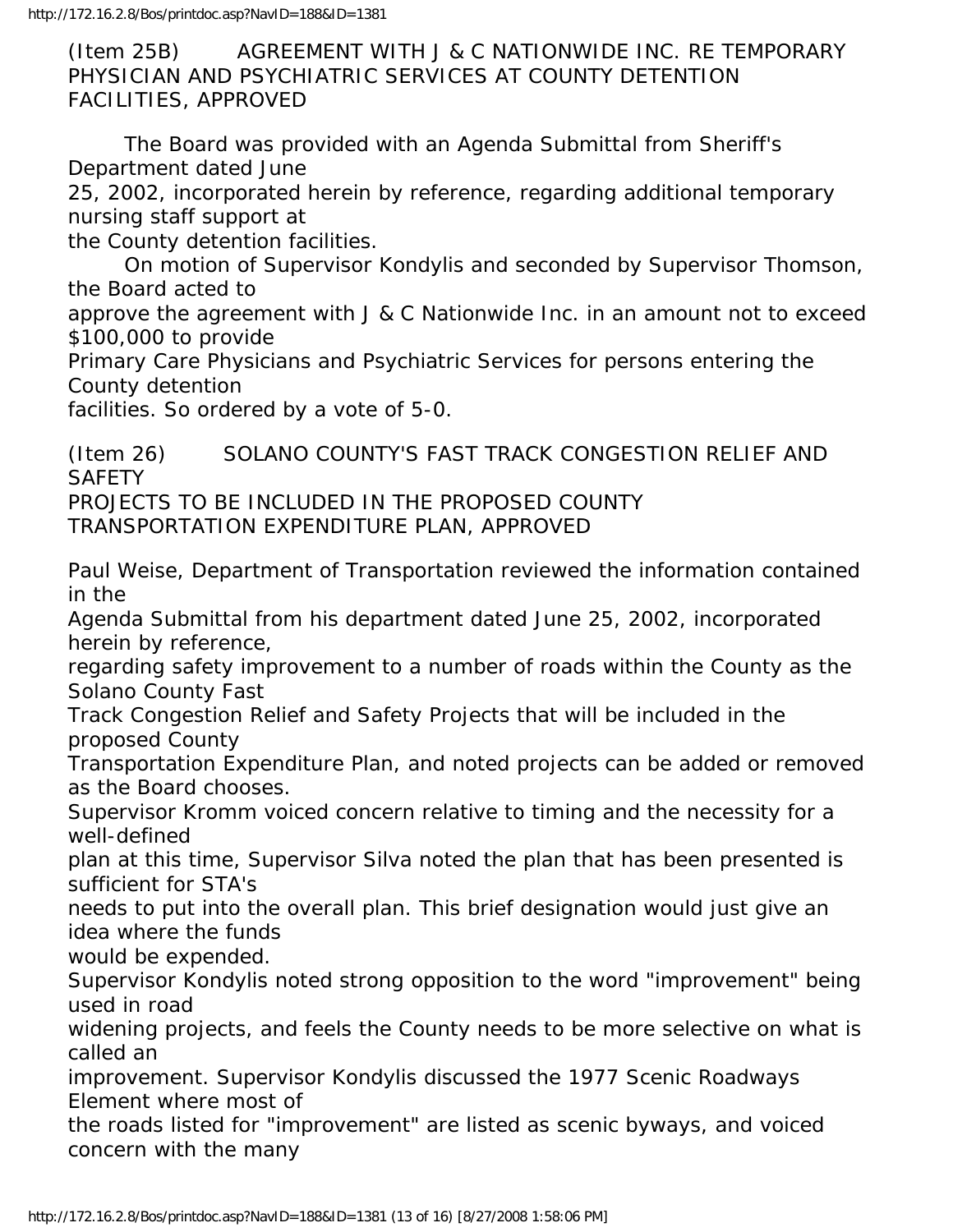(Item 25B) AGREEMENT WITH J & C NATIONWIDE INC. RE TEMPORARY PHYSICIAN AND PSYCHIATRIC SERVICES AT COUNTY DETENTION FACILITIES, APPROVED

The Board was provided with an Agenda Submittal from Sheriff's Department dated June 25, 2002, incorporated herein by reference, regarding additional temporary nursing staff support at the County detention facilities.

On motion of Supervisor Kondylis and seconded by Supervisor Thomson, the Board acted to approve the agreement with J & C Nationwide Inc. in an amount not to exceed $100,000 to provide Primary Care Physicians and Psychiatric Services for persons entering the County detention facilities. So ordered by a vote of 5-0.

(Item 26) SOLANO COUNTY'S FAST TRACK CONGESTION RELIEF AND SAFETY PROJECTS TO BE INCLUDED IN THE PROPOSED COUNTY TRANSPORTATION EXPENDITURE PLAN, APPROVED

Paul Weise, Department of Transportation reviewed the information contained in the Agenda Submittal from his department dated June 25, 2002, incorporated herein by reference, regarding safety improvement to a number of roads within the County as the Solano County Fast Track Congestion Relief and Safety Projects that will be included in the proposed County Transportation Expenditure Plan, and noted projects can be added or removed as the Board chooses.

Supervisor Kromm voiced concern relative to timing and the necessity for a well-defined plan at this time, Supervisor Silva noted the plan that has been presented is sufficient for STA's needs to put into the overall plan. This brief designation would just give an idea where the funds would be expended.

Supervisor Kondylis noted strong opposition to the word "improvement" being used in road widening projects, and feels the County needs to be more selective on what is called an improvement. Supervisor Kondylis discussed the 1977 Scenic Roadways Element where most of the roads listed for "improvement" are listed as scenic byways, and voiced concern with the many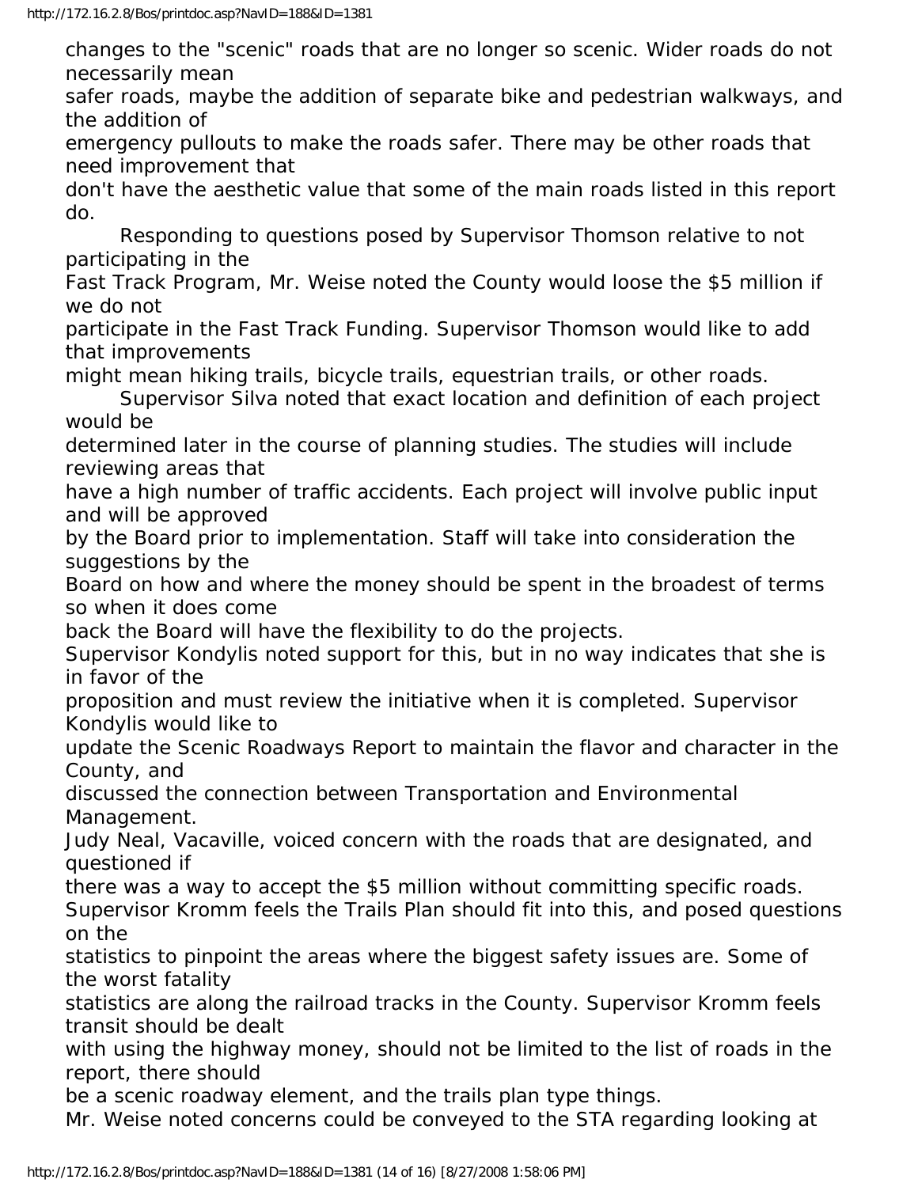changes to the "scenic" roads that are no longer so scenic. Wider roads do not necessarily mean safer roads, maybe the addition of separate bike and pedestrian walkways, and the addition of emergency pullouts to make the roads safer. There may be other roads that need improvement that don't have the aesthetic value that some of the main roads listed in this report do.

Responding to questions posed by Supervisor Thomson relative to not participating in the Fast Track Program, Mr. Weise noted the County would loose the $5 million if we do not participate in the Fast Track Funding. Supervisor Thomson would like to add that improvements might mean hiking trails, bicycle trails, equestrian trails, or other roads.

Supervisor Silva noted that exact location and definition of each project would be determined later in the course of planning studies. The studies will include reviewing areas that have a high number of traffic accidents. Each project will involve public input and will be approved by the Board prior to implementation. Staff will take into consideration the suggestions by the Board on how and where the money should be spent in the broadest of terms so when it does come back the Board will have the flexibility to do the projects.

Supervisor Kondylis noted support for this, but in no way indicates that she is in favor of the proposition and must review the initiative when it is completed. Supervisor Kondylis would like to update the Scenic Roadways Report to maintain the flavor and character in the County, and discussed the connection between Transportation and Environmental Management.

Judy Neal, Vacaville, voiced concern with the roads that are designated, and questioned if there was a way to accept the $5 million without committing specific roads.

Supervisor Kromm feels the Trails Plan should fit into this, and posed questions on the statistics to pinpoint the areas where the biggest safety issues are. Some of the worst fatality statistics are along the railroad tracks in the County. Supervisor Kromm feels transit should be dealt with using the highway money, should not be limited to the list of roads in the report, there should be a scenic roadway element, and the trails plan type things.

Mr. Weise noted concerns could be conveyed to the STA regarding looking at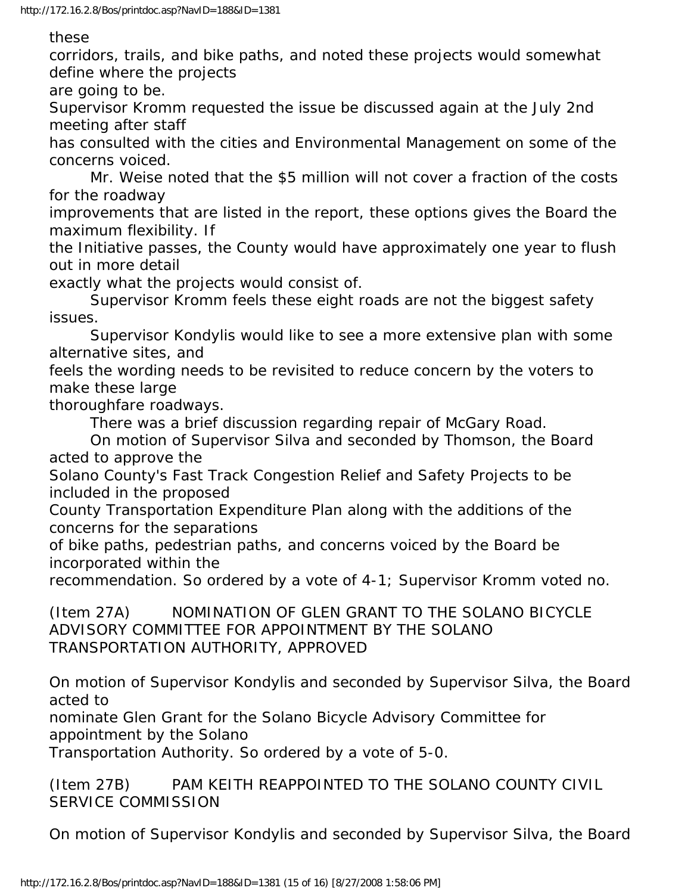these corridors, trails, and bike paths, and noted these projects would somewhat define where the projects are going to be.

Supervisor Kromm requested the issue be discussed again at the July 2nd meeting after staff has consulted with the cities and Environmental Management on some of the concerns voiced.

Mr. Weise noted that the $5 million will not cover a fraction of the costs for the roadway improvements that are listed in the report, these options gives the Board the maximum flexibility. If the Initiative passes, the County would have approximately one year to flush out in more detail exactly what the projects would consist of.

Supervisor Kromm feels these eight roads are not the biggest safety issues.

Supervisor Kondylis would like to see a more extensive plan with some alternative sites, and feels the wording needs to be revisited to reduce concern by the voters to make these large thoroughfare roadways.

There was a brief discussion regarding repair of McGary Road.

On motion of Supervisor Silva and seconded by Thomson, the Board acted to approve the Solano County's Fast Track Congestion Relief and Safety Projects to be included in the proposed County Transportation Expenditure Plan along with the additions of the concerns for the separations of bike paths, pedestrian paths, and concerns voiced by the Board be incorporated within the recommendation. So ordered by a vote of 4-1; Supervisor Kromm voted no.

(Item 27A) NOMINATION OF GLEN GRANT TO THE SOLANO BICYCLE ADVISORY COMMITTEE FOR APPOINTMENT BY THE SOLANO TRANSPORTATION AUTHORITY, APPROVED

On motion of Supervisor Kondylis and seconded by Supervisor Silva, the Board acted to nominate Glen Grant for the Solano Bicycle Advisory Committee for appointment by the Solano Transportation Authority. So ordered by a vote of 5-0.

(Item 27B) PAM KEITH REAPPOINTED TO THE SOLANO COUNTY CIVIL SERVICE COMMISSION

On motion of Supervisor Kondylis and seconded by Supervisor Silva, the Board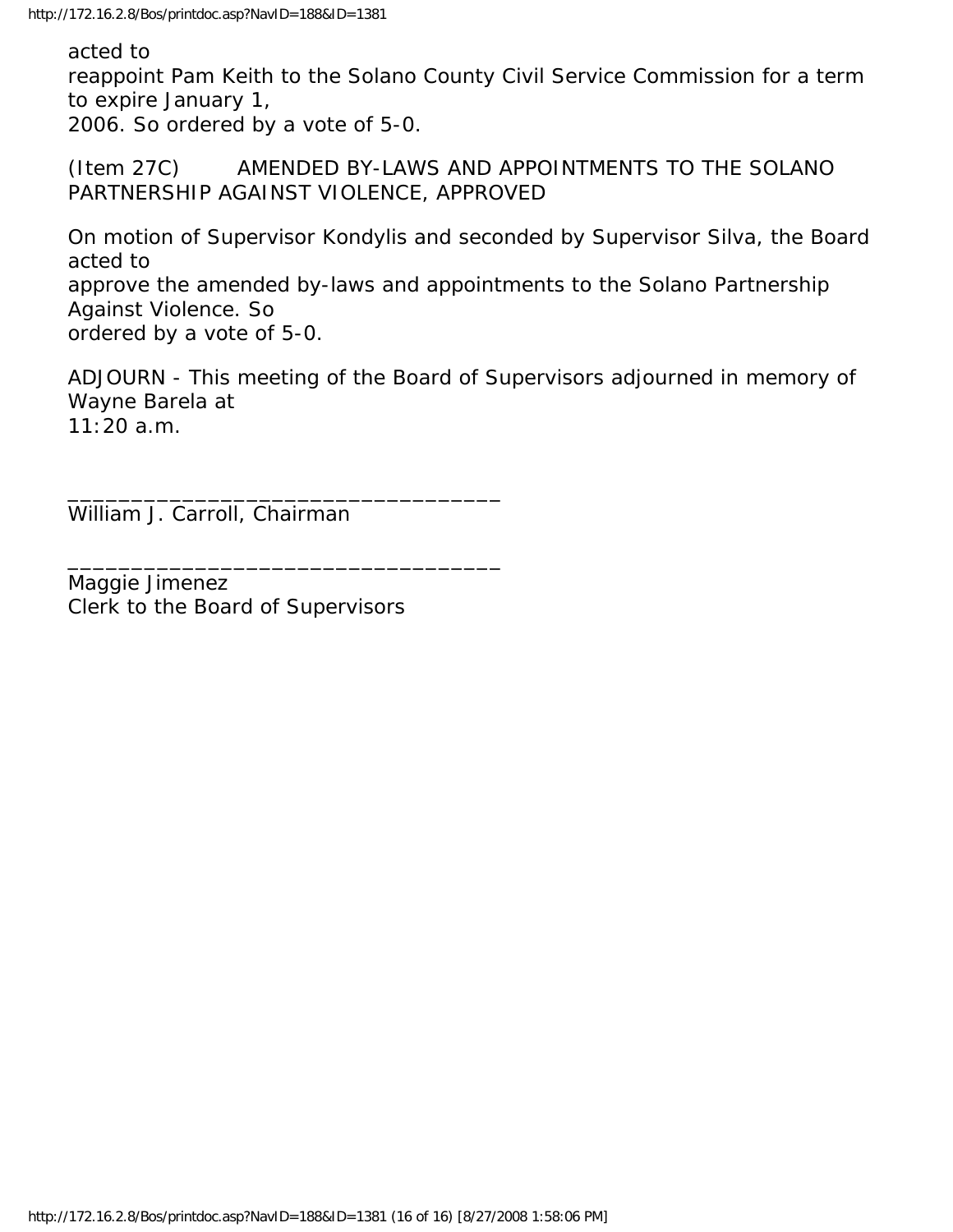acted to
reappoint Pam Keith to the Solano County Civil Service Commission for a term to expire January 1,
2006. So ordered by a vote of 5-0.

(Item 27C) AMENDED BY-LAWS AND APPOINTMENTS TO THE SOLANO PARTNERSHIP AGAINST VIOLENCE, APPROVED

On motion of Supervisor Kondylis and seconded by Supervisor Silva, the Board acted to
approve the amended by-laws and appointments to the Solano Partnership Against Violence. So
ordered by a vote of 5-0.

ADJOURN - This meeting of the Board of Supervisors adjourned in memory of Wayne Barela at
11:20 a.m.

__________________________________
William J. Carroll, Chairman

__________________________________
Maggie Jimenez
Clerk to the Board of Supervisors